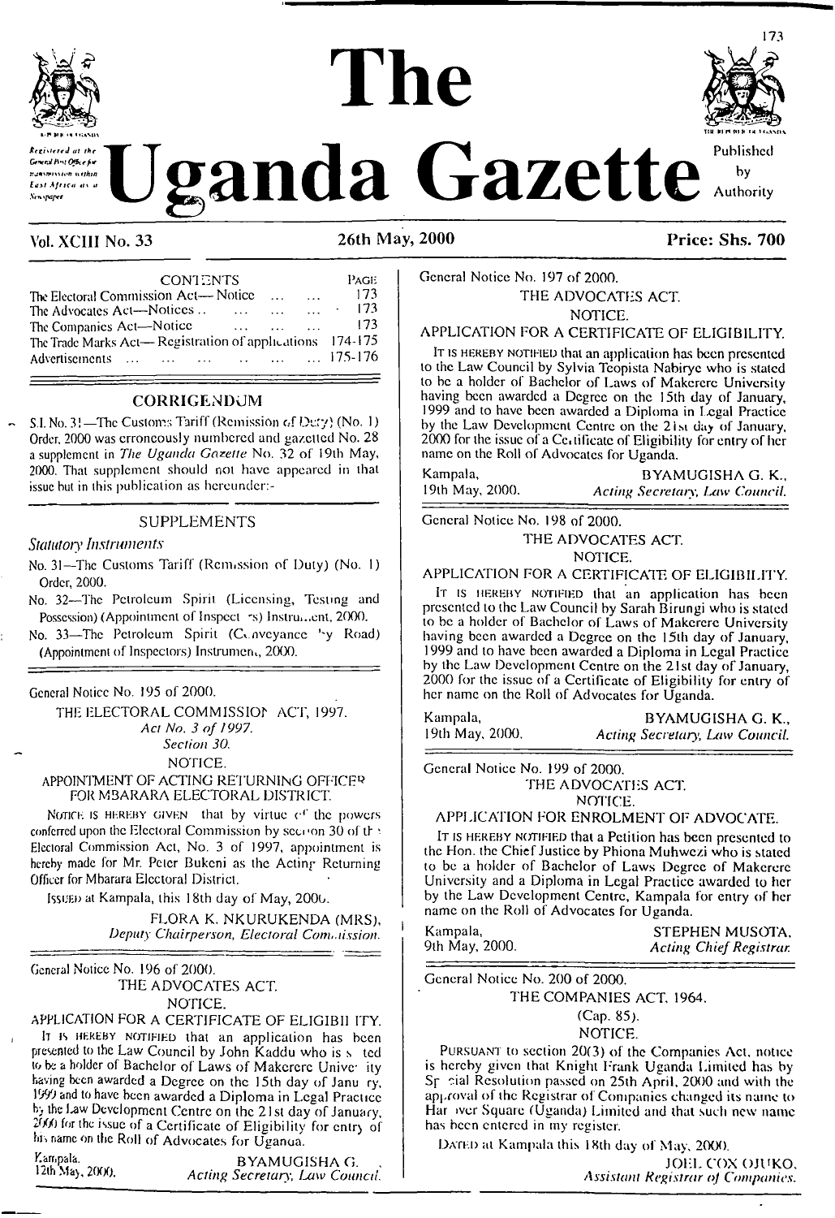# The Uganda Gazette

*Registered at the General Post Office for transmission within East Africa as a Newspaper*

Published by Authority

**Vol. XCIII No. 33** **26th May, 2000** **Price: Shs. 700**

| CONTENTS | PAGE |
|---|---|
| The Electoral Commission Act—Notice ... ... | 173 |
| The Advocates Act—Notices .. ... ... ... | 173 |
| The Companies Act—Notice ... ... ... | 173 |
| The Trade Marks Act—Registration of applications | 174-175 |
| Advertisements ... ... ... ... ... ... | 175-176 |

## CORRIGENDUM

S.I. No. 31—The Customs Tariff (Remission of Duty) (No. 1) Order, 2000 was erroneously numbered and gazetted No. 28 a supplement in *The Uganda Gazette* No. 32 of 19th May, 2000. That supplement should not have appeared in that issue but in this publication as hereunder:-

## SUPPLEMENTS

*Statutory Instruments*

No. 31—The Customs Tariff (Remission of Duty) (No. 1) Order, 2000.

No. 32—The Petroleum Spirit (Licensing, Testing and Possession) (Appointment of Inspectors) Instrument, 2000.

No. 33—The Petroleum Spirit (Conveyance by Road) (Appointment of Inspectors) Instrument, 2000.

---

General Notice No. 195 of 2000.

THE ELECTORAL COMMISSION ACT, 1997.

*Act No. 3 of 1997.*

*Section 30.*

NOTICE.

APPOINTMENT OF ACTING RETURNING OFFICER FOR MBARARA ELECTORAL DISTRICT.

NOTICE IS HEREBY GIVEN that by virtue of the powers conferred upon the Electoral Commission by section 30 of the Electoral Commission Act, No. 3 of 1997, appointment is hereby made for Mr. Peter Bukeni as the Acting Returning Officer for Mbarara Electoral District.

ISSUED at Kampala, this 18th day of May, 2000.

FLORA K. NKURUKENDA (MRS),
*Deputy Chairperson, Electoral Commission.*

---

General Notice No. 196 of 2000.

THE ADVOCATES ACT.

NOTICE.

APPLICATION FOR A CERTIFICATE OF ELIGIBILITY.

IT IS HEREBY NOTIFIED that an application has been presented to the Law Council by John Kaddu who is stated to be a holder of Bachelor of Laws of Makerere University having been awarded a Degree on the 15th day of January, 1999 and to have been awarded a Diploma in Legal Practice by the Law Development Centre on the 21st day of January, 2000 for the issue of a Certificate of Eligibility for entry of his name on the Roll of Advocates for Uganda.

Kampala, 12th May, 2000.

BYAMUGISHA G. K.,
*Acting Secretary, Law Council.*

---

General Notice No. 197 of 2000.

THE ADVOCATES ACT.

NOTICE.

APPLICATION FOR A CERTIFICATE OF ELIGIBILITY.

IT IS HEREBY NOTIFIED that an application has been presented to the Law Council by Sylvia Teopista Nabirye who is stated to be a holder of Bachelor of Laws of Makerere University having been awarded a Degree on the 15th day of January, 1999 and to have been awarded a Diploma in Legal Practice by the Law Development Centre on the 21st day of January, 2000 for the issue of a Certificate of Eligibility for entry of her name on the Roll of Advocates for Uganda.

Kampala, 19th May, 2000.

BYAMUGISHA G. K.,
*Acting Secretary, Law Council.*

---

General Notice No. 198 of 2000.

THE ADVOCATES ACT.

NOTICE.

APPLICATION FOR A CERTIFICATE OF ELIGIBILITY.

IT IS HEREBY NOTIFIED that an application has been presented to the Law Council by Sarah Birungi who is stated to be a holder of Bachelor of Laws of Makerere University having been awarded a Degree on the 15th day of January, 1999 and to have been awarded a Diploma in Legal Practice by the Law Development Centre on the 21st day of January, 2000 for the issue of a Certificate of Eligibility for entry of her name on the Roll of Advocates for Uganda.

Kampala, 19th May, 2000.

BYAMUGISHA G. K.,
*Acting Secretary, Law Council.*

---

General Notice No. 199 of 2000.

THE ADVOCATES ACT.

NOTICE.

APPLICATION FOR ENROLMENT OF ADVOCATE.

IT IS HEREBY NOTIFIED that a Petition has been presented to the Hon. the Chief Justice by Phiona Muhwezi who is stated to be a holder of Bachelor of Laws Degree of Makerere University and a Diploma in Legal Practice awarded to her by the Law Development Centre, Kampala for entry of her name on the Roll of Advocates for Uganda.

Kampala, 9th May, 2000.

STEPHEN MUSOTA,
*Acting Chief Registrar.*

---

General Notice No. 200 of 2000.

THE COMPANIES ACT, 1964.

(Cap. 85).

NOTICE.

PURSUANT to section 20(3) of the Companies Act, notice is hereby given that Knight Frank Uganda Limited has by Special Resolution passed on 25th April, 2000 and with the approval of the Registrar of Companies changed its name to Harvver Square (Uganda) Limited and that such new name has been entered in my register.

DATED at Kampala this 18th day of May, 2000.

JOEL COX OJUKO,
*Assistant Registrar of Companies.*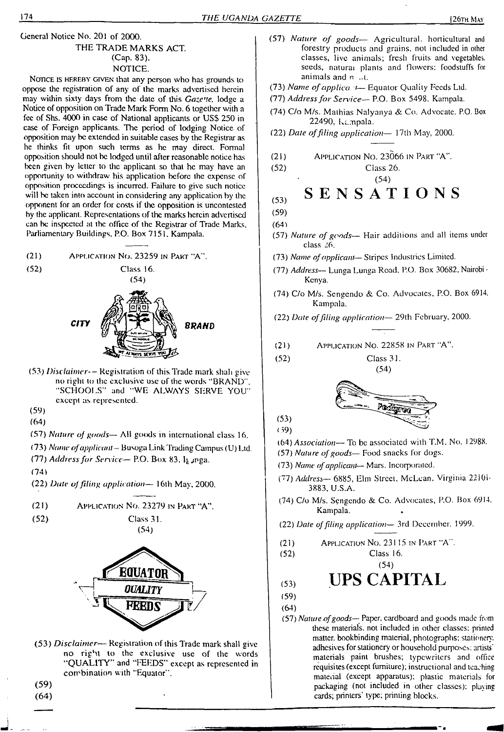General Notice No. 201 of 2000.

THE TRADE MARKS ACT.
(Cap. 83).
NOTICE.

NOTICE IS HEREBY GIVEN that any person who has grounds to oppose the registration of any of the marks advertised herein may within sixty days from the date of this *Gazette*, lodge a Notice of opposition on Trade Mark Form No. 6 together with a fee of Shs. 4000 in case of National applicants or US$ 250 in case of Foreign applicants. The period of lodging Notice of opposition may be extended in suitable cases by the Registrar as he thinks fit upon such terms as he may direct. Formal opposition should not be lodged until after reasonable notice has been given by letter to the applicant so that he may have an opportunity to withdraw his application before the expense of opposition proceedings is incurred. Failure to give such notice will be taken into account in considering any application by the opponent for an order for costs if the opposition is uncontested by the applicant. Representations of the marks herein advertised can be inspected at the office of the Registrar of Trade Marks, Parliamentary Buildings, P.O. Box 7151, Kampala.

---

(21) APPLICATION NO. 23259 IN PART "A".

(52) Class 16.

(54)

CITY BRAND

(53) *Disclaimer*— Registration of this Trade mark shall give no right to the exclusive use of the words "BRAND", "SCHOOLS" and "WE ALWAYS SERVE YOU" except as represented.

(59)

(64)

(57) *Nature of goods*— All goods in international class 16.

(73) *Name of applicant*— Busoga Link Trading Campus (U) Ltd.

(77) *Address for Service*— P.O. Box 83, Iganga.

(74)

(22) *Date of filing application*— 16th May, 2000.

---

(21) APPLICATION NO. 23279 IN PART "A".

(52) Class 31.

(54)

EQUATOR QUALITY FEEDS

(53) *Disclaimer*— Registration of this Trade mark shall give no right to the exclusive use of the words "QUALITY" and "FEEDS" except as represented in combination with "Equator".

(59)

(64)

(57) *Nature of goods*— Agricultural, horticultural and forestry products and grains, not included in other classes, live animals; fresh fruits and vegetables, seeds, natural plants and flowers; foodstuffs for animals and malt.

(73) *Name of applicant*— Equator Quality Feeds Ltd.

(77) *Address for Service*— P.O. Box 5498, Kampala.

(74) C/o M/s. Mathias Nalyanya & Co. Advocate, P.O. Box 22490, Kampala.

(22) *Date of filing application*— 17th May, 2000.

---

(21) APPLICATION NO. 23066 IN PART "A".

(52) Class 26.

(54)

# SENSATIONS

(53)

(59)

(64)

(57) *Nature of goods*— Hair additions and all items under class 26.

(73) *Name of applicant*— Stripes Industries Limited.

(77) *Address*— Lunga Lunga Road, P.O. Box 30682, Nairobi - Kenya.

(74) C/o M/s. Sengendo & Co. Advocates, P.O. Box 6914, Kampala.

(22) *Date of filing application*— 29th February, 2000.

---

(21) APPLICATION NO. 22858 IN PART "A".

(52) Class 31.

(54)

Pedigree

(53)

(59)

(64) *Association*— To be associated with T.M. No. 12988.

(57) *Nature of goods*— Food snacks for dogs.

(73) *Name of applicant*— Mars, Incorporated.

(77) *Address*— 6885, Elm Street, McLean, Virginia 22101-3883, U.S.A.

(74) C/o M/s. Sengendo & Co. Advocates, P.O. Box 6914, Kampala.

(22) *Date of filing application*— 3rd December, 1999.

---

(21) APPLICATION NO. 23115 IN PART "A".

(52) Class 16.

(54)

# UPS CAPITAL

(53)

(59)

(64)

(57) *Nature of goods*— Paper, cardboard and goods made from these materials, not included in other classes; printed matter, bookbinding material, photographs; stationery; adhesives for stationery or household purposes; artists' materials paint brushes; typewriters and office requisites (except furniture); instructional and teaching material (except apparatus); plastic materials for packaging (not included in other classes); playing cards; printers' type; printing blocks.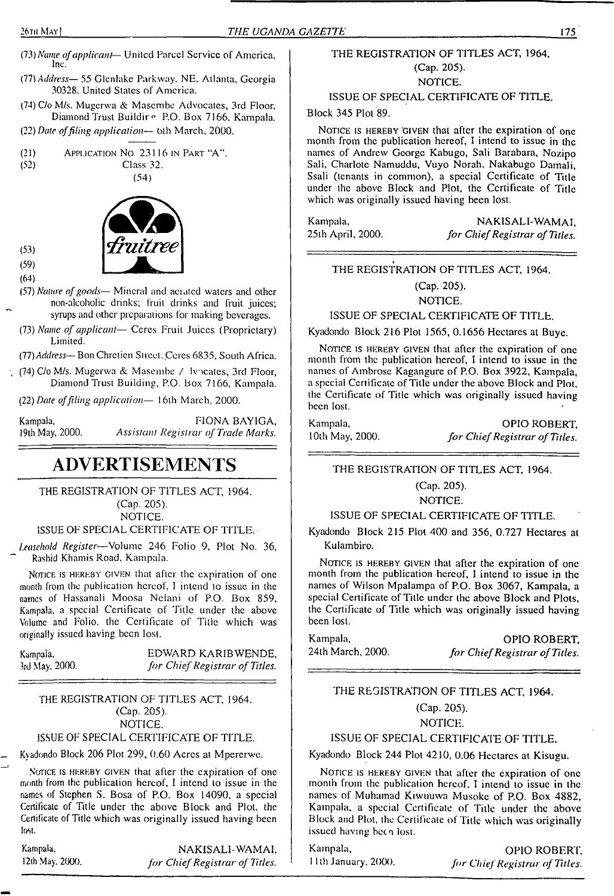(73) *Name of applicant*— United Parcel Service of America, Inc.

(77) *Address*— 55 Glenlake Parkway, NE, Atlanta, Georgia 30328, United States of America.

(74) C/o M/s. Mugerwa & Masembe Advocates, 3rd Floor, Diamond Trust Building, P.O. Box 7166, Kampala.

(22) *Date of filing application*— 6th March, 2000.

(21) APPLICATION NO 23116 IN PART "A".

(52) Class 32.

(54)

(53)

(59)

(64)

(57) *Nature of goods*— Mineral and aerated waters and other non-alcoholic drinks; fruit drinks and fruit juices; syrups and other preparations for making beverages.

(73) *Name of applicant*— Ceres Fruit Juices (Proprietary) Limited.

(77) *Address*— Bon Chretien Street, Ceres 6835, South Africa.

(74) C/o M/s. Mugerwa & Masembe Advocates, 3rd Floor, Diamond Trust Building, P.O. Box 7166, Kampala.

(22) *Date of filing application*— 16th March, 2000.

Kampala, 19th May, 2000.

FIONA BAYIGA, *Assistant Registrar of Trade Marks.*

# ADVERTISEMENTS

THE REGISTRATION OF TITLES ACT, 1964.
(Cap. 205).
NOTICE.
ISSUE OF SPECIAL CERTIFICATE OF TITLE.

*Leasehold Register*—Volume 246 Folio 9, Plot No. 36, Rashid Khamis Road, Kampala.

NOTICE IS HEREBY GIVEN that after the expiration of one month from the publication hereof, I intend to issue in the names of Hassanali Moosa Nelani of P.O. Box 859, Kampala, a special Certificate of Title under the above Volume and Folio, the Certificate of Title which was originally issued having been lost.

Kampala, 3rd May, 2000.

EDWARD KARIBWENDE, *for Chief Registrar of Titles.*

---

THE REGISTRATION OF TITLES ACT, 1964.
(Cap. 205).
NOTICE.
ISSUE OF SPECIAL CERTIFICATE OF TITLE.

Kyadondo Block 206 Plot 299, 0.60 Acres at Mpererwe.

NOTICE IS HEREBY GIVEN that after the expiration of one month from the publication hereof, I intend to issue in the names of Stephen S. Bosa of P.O. Box 14090, a special Certificate of Title under the above Block and Plot, the Certificate of Title which was originally issued having been lost.

Kampala, 12th May, 2000.

NAKISALI-WAMAI, *for Chief Registrar of Titles.*

---

THE REGISTRATION OF TITLES ACT, 1964.
(Cap. 205).
NOTICE.
ISSUE OF SPECIAL CERTIFICATE OF TITLE.

Block 345 Plot 89.

NOTICE IS HEREBY GIVEN that after the expiration of one month from the publication hereof, I intend to issue in the names of Andrew George Kabugo, Sali Barabara, Nozipo Sali, Charlote Namuddu, Vuyo Norah, Nakabugo Damali, Ssali (tenants in common), a special Certificate of Title under the above Block and Plot, the Certificate of Title which was originally issued having been lost.

Kampala, 25th April, 2000.

NAKISALI-WAMAI, *for Chief Registrar of Titles.*

---

THE REGISTRATION OF TITLES ACT, 1964.
(Cap. 205).
NOTICE.
ISSUE OF SPECIAL CERTIFICATE OF TITLE.

Kyadondo Block 216 Plot 1565, 0.1656 Hectares at Buye.

NOTICE IS HEREBY GIVEN that after the expiration of one month from the publication hereof, I intend to issue in the names of Ambrose Kagangure of P.O. Box 3922, Kampala, a special Certificate of Title under the above Block and Plot, the Certificate of Title which was originally issued having been lost.

Kampala, 10th May, 2000.

OPIO ROBERT, *for Chief Registrar of Titles.*

---

THE REGISTRATION OF TITLES ACT, 1964.
(Cap. 205).
NOTICE.
ISSUE OF SPECIAL CERTIFICATE OF TITLE.

Kyadondo Block 215 Plot 400 and 356, 0.727 Hectares at Kulambiro.

NOTICE IS HEREBY GIVEN that after the expiration of one month from the publication hereof, I intend to issue in the names of Wilson Mpalampa of P.O. Box 3067, Kampala, a special Certificate of Title under the above Block and Plots, the Certificate of Title which was originally issued having been lost.

Kampala, 24th March, 2000.

OPIO ROBERT, *for Chief Registrar of Titles.*

---

THE REGISTRATION OF TITLES ACT, 1964.
(Cap. 205).
NOTICE.
ISSUE OF SPECIAL CERTIFICATE OF TITLE.

Kyadondo Block 244 Plot 4210, 0.06 Hectares at Kisugu.

NOTICE IS HEREBY GIVEN that after the expiration of one month from the publication hereof, I intend to issue in the names of Muhamad Kiwuuwa Musoke of P.O. Box 4882, Kampala, a special Certificate of Title under the above Block and Plot, the Certificate of Title which was originally issued having been lost.

Kampala, 11th January, 2000.

OPIO ROBERT, *for Chief Registrar of Titles.*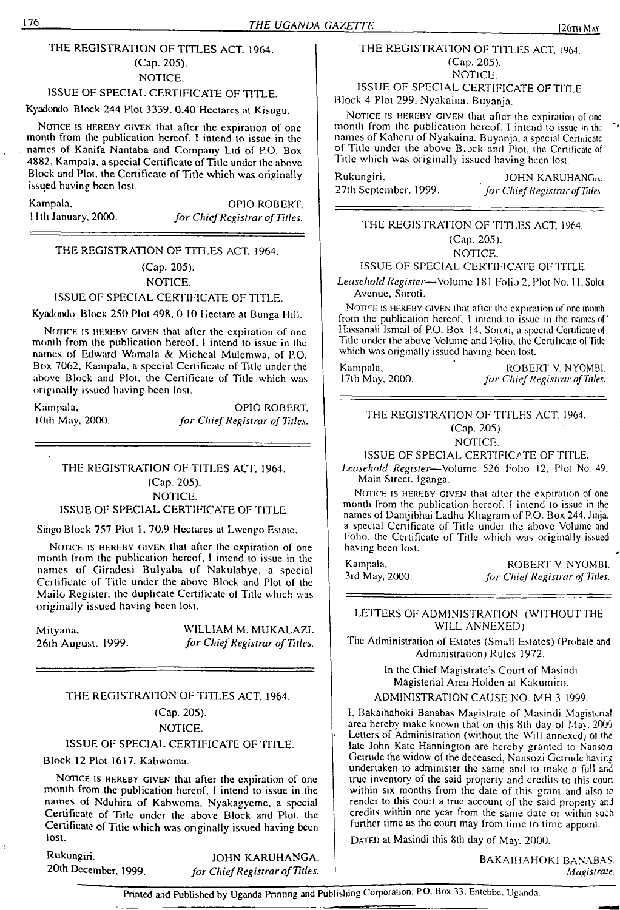THE REGISTRATION OF TITLES ACT, 1964.

(Cap. 205).

NOTICE.

ISSUE OF SPECIAL CERTIFICATE OF TITLE.

Kyadondo Block 244 Plot 3339, 0.40 Hectares at Kisugu.

NOTICE IS HEREBY GIVEN that after the expiration of one month from the publication hereof, I intend to issue in the names of Kanifa Nantaba and Company Ltd of P.O. Box 4882, Kampala, a special Certificate of Title under the above Block and Plot, the Certificate of Title which was originally issued having been lost.

Kampala, 11th January, 2000.

OPIO ROBERT, *for Chief Registrar of Titles.*

---

THE REGISTRATION OF TITLES ACT, 1964.

(Cap. 205).

NOTICE.

ISSUE OF SPECIAL CERTIFICATE OF TITLE.

Kyadondo Block 250 Plot 498, 0.10 Hectare at Bunga Hill.

NOTICE IS HEREBY GIVEN that after the expiration of one month from the publication hereof, I intend to issue in the names of Edward Wamala & Micheal Mulemwa, of P.O. Box 7062, Kampala, a special Certificate of Title under the above Block and Plot, the Certificate of Title which was originally issued having been lost.

Kampala, 10th May, 2000.

OPIO ROBERT, *for Chief Registrar of Titles.*

---

THE REGISTRATION OF TITLES ACT, 1964.

(Cap. 205).

NOTICE.

ISSUE OF SPECIAL CERTIFICATE OF TITLE.

Singo Block 757 Plot 1, 70.9 Hectares at Lwengo Estate.

NOTICE IS HEREBY GIVEN that after the expiration of one month from the publication hereof, I intend to issue in the names of Giradesi Bulyaba of Nakulabye, a special Certificate of Title under the above Block and Plot of the Mailo Register, the duplicate Certificate of Title which was originally issued having been lost.

Mityana, 26th August, 1999.

WILLIAM M. MUKALAZI. *for Chief Registrar of Titles.*

---

THE REGISTRATION OF TITLES ACT, 1964.

(Cap. 205).

NOTICE.

ISSUE OF SPECIAL CERTIFICATE OF TITLE.

Block 12 Plot 1617, Kabwoma.

NOTICE IS HEREBY GIVEN that after the expiration of one month from the publication hereof, I intend to issue in the names of Nduhira of Kabwoma, Nyakagyeme, a special Certificate of Title under the above Block and Plot, the Certificate of Title which was originally issued having been lost.

Rukungiri, 20th December, 1999.

JOHN KARUHANGA, *for Chief Registrar of Titles.*

---

THE REGISTRATION OF TITLES ACT, 1964.

(Cap. 205).

NOTICE.

ISSUE OF SPECIAL CERTIFICATE OF TITLE.

Block 4 Plot 299, Nyakaina, Buyanja.

NOTICE IS HEREBY GIVEN that after the expiration of one month from the publication hereof, I intend to issue in the names of Kaheru of Nyakaina, Buyanja, a special Certificate of Title under the above Block and Plot, the Certificate of Title which was originally issued having been lost.

Rukungiri, 27th September, 1999.

JOHN KARUHANGA, *for Chief Registrar of Titles*

---

THE REGISTRATION OF TITLES ACT, 1964.

(Cap. 205).

NOTICE.

ISSUE OF SPECIAL CERTIFICATE OF TITLE.

*Leasehold Register*—Volume 181 Folio 2, Plot No. 11, Solot Avenue, Soroti.

NOTICE IS HEREBY GIVEN that after the expiration of one month from the publication hereof, I intend to issue in the names of Hassanali Ismail of P.O. Box 14, Soroti, a special Certificate of Title under the above Volume and Folio, the Certificate of Title which was originally issued having been lost.

Kampala, 17th May, 2000.

ROBERT V. NYOMBI, *for Chief Registrar of Titles.*

---

THE REGISTRATION OF TITLES ACT, 1964.

(Cap. 205).

NOTICE.

ISSUE OF SPECIAL CERTIFICATE OF TITLE.

*Leasehold Register*—Volume 526 Folio 12, Plot No. 49, Main Street, Iganga.

NOTICE IS HEREBY GIVEN that after the expiration of one month from the publication hereof, I intend to issue in the names of Damjibhai Ladhu Khagram of P.O. Box 244, Jinja, a special Certificate of Title under the above Volume and Folio, the Certificate of Title which was originally issued having been lost.

Kampala, 3rd May, 2000.

ROBERT V. NYOMBI. *for Chief Registrar of Titles.*

---

LETTERS OF ADMINISTRATION (WITHOUT THE WILL ANNEXED)

The Administration of Estates (Small Estates) (Probate and Administration) Rules 1972.

In the Chief Magistrate's Court of Masindi Magisterial Area Holden at Kakumiro.

ADMINISTRATION CAUSE NO. MH 3 1999.

I, Bakaihahoki Banabas Magistrate of Masindi Magisterial area hereby make known that on this 8th day of May, 2000 Letters of Administration (without the Will annexed) of the late John Kate Hannington are hereby granted to Nansozi Getrude the widow of the deceased, Nansozi Getrude having undertaken to administer the same and to make a full and true inventory of the said property and credits to this court within six months from the date of this grant and also to render to this court a true account of the said property and credits within one year from the same date or within such further time as the court may from time to time appoint.

DATED at Masindi this 8th day of May, 2000.

BAKAIHAHOKI BANABAS, *Magistrate.*

---

Printed and Published by Uganda Printing and Publishing Corporation, P.O. Box 33, Entebbe, Uganda.